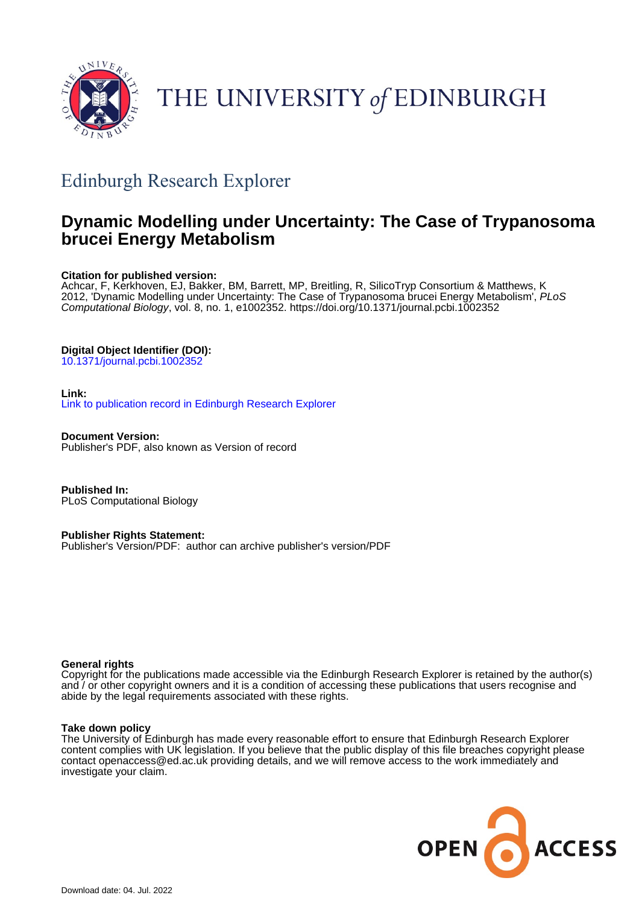THE UNIVERSITY *of* EDINBURGH

## Edinburgh Research Explorer

# Dynamic Modelling under Uncertainty: The Case of Trypanosoma brucei Energy Metabolism

**Citation for published version:**
Achcar, F, Kerkhoven, EJ, Bakker, BM, Barrett, MP, Breitling, R, SilicoTryp Consortium & Matthews, K 2012, 'Dynamic Modelling under Uncertainty: The Case of Trypanosoma brucei Energy Metabolism', *PLoS Computational Biology*, vol. 8, no. 1, e1002352. https://doi.org/10.1371/journal.pcbi.1002352

**Digital Object Identifier (DOI):**
10.1371/journal.pcbi.1002352

**Link:**
Link to publication record in Edinburgh Research Explorer

**Document Version:**
Publisher's PDF, also known as Version of record

**Published In:**
PLoS Computational Biology

**Publisher Rights Statement:**
Publisher's Version/PDF: author can archive publisher's version/PDF

**General rights**
Copyright for the publications made accessible via the Edinburgh Research Explorer is retained by the author(s) and / or other copyright owners and it is a condition of accessing these publications that users recognise and abide by the legal requirements associated with these rights.

**Take down policy**
The University of Edinburgh has made every reasonable effort to ensure that Edinburgh Research Explorer content complies with UK legislation. If you believe that the public display of this file breaches copyright please contact openaccess@ed.ac.uk providing details, and we will remove access to the work immediately and investigate your claim.

OPEN ACCESS

Download date: 04. Jul. 2022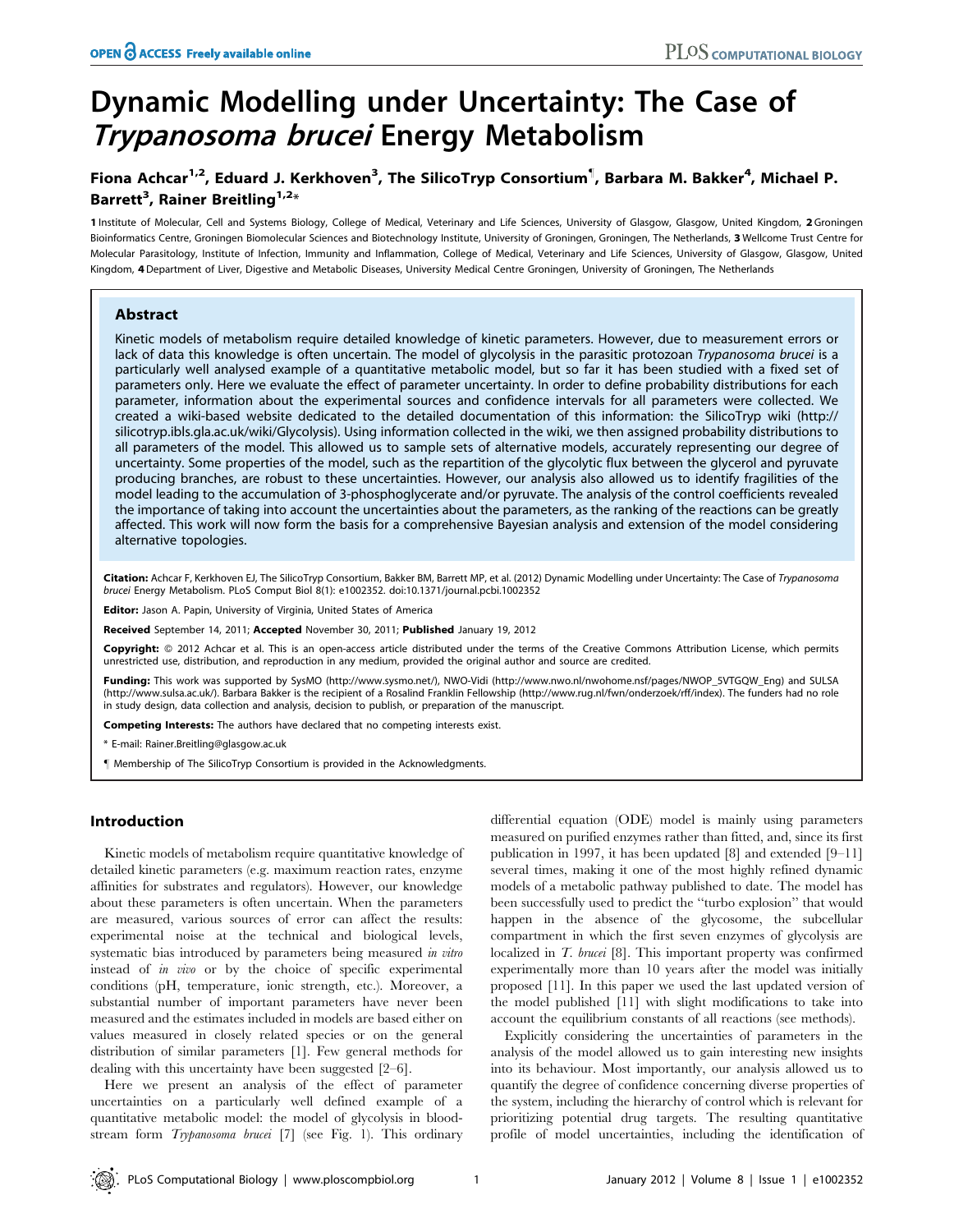# Dynamic Modelling under Uncertainty: The Case of *Trypanosoma brucei* Energy Metabolism

**Fiona Achcar[1,2], Eduard J. Kerkhoven[3], The SilicoTryp Consortium[¶], Barbara M. Bakker[4], Michael P. Barrett[3], Rainer Breitling[1,2]***

**1** Institute of Molecular, Cell and Systems Biology, College of Medical, Veterinary and Life Sciences, University of Glasgow, Glasgow, United Kingdom, **2** Groningen Bioinformatics Centre, Groningen Biomolecular Sciences and Biotechnology Institute, University of Groningen, Groningen, The Netherlands, **3** Wellcome Trust Centre for Molecular Parasitology, Institute of Infection, Immunity and Inflammation, College of Medical, Veterinary and Life Sciences, University of Glasgow, Glasgow, United Kingdom, **4** Department of Liver, Digestive and Metabolic Diseases, University Medical Centre Groningen, University of Groningen, The Netherlands

## Abstract

Kinetic models of metabolism require detailed knowledge of kinetic parameters. However, due to measurement errors or lack of data this knowledge is often uncertain. The model of glycolysis in the parasitic protozoan *Trypanosoma brucei* is a particularly well analysed example of a quantitative metabolic model, but so far it has been studied with a fixed set of parameters only. Here we evaluate the effect of parameter uncertainty. In order to define probability distributions for each parameter, information about the experimental sources and confidence intervals for all parameters were collected. We created a wiki-based website dedicated to the detailed documentation of this information: the SilicoTryp wiki (http://silicotryp.ibls.gla.ac.uk/wiki/Glycolysis). Using information collected in the wiki, we then assigned probability distributions to all parameters of the model. This allowed us to sample sets of alternative models, accurately representing our degree of uncertainty. Some properties of the model, such as the repartition of the glycolytic flux between the glycerol and pyruvate producing branches, are robust to these uncertainties. However, our analysis also allowed us to identify fragilities of the model leading to the accumulation of 3-phosphoglycerate and/or pyruvate. The analysis of the control coefficients revealed the importance of taking into account the uncertainties about the parameters, as the ranking of the reactions can be greatly affected. This work will now form the basis for a comprehensive Bayesian analysis and extension of the model considering alternative topologies.

**Citation:** Achcar F, Kerkhoven EJ, The SilicoTryp Consortium, Bakker BM, Barrett MP, et al. (2012) Dynamic Modelling under Uncertainty: The Case of *Trypanosoma brucei* Energy Metabolism. PLoS Comput Biol 8(1): e1002352. doi:10.1371/journal.pcbi.1002352

**Editor:** Jason A. Papin, University of Virginia, United States of America

**Received** September 14, 2011; **Accepted** November 30, 2011; **Published** January 19, 2012

**Copyright:** © 2012 Achcar et al. This is an open-access article distributed under the terms of the Creative Commons Attribution License, which permits unrestricted use, distribution, and reproduction in any medium, provided the original author and source are credited.

**Funding:** This work was supported by SysMO (http://www.sysmo.net/), NWO-Vidi (http://www.nwo.nl/nwohome.nsf/pages/NWOP_5VTGQW_Eng) and SULSA (http://www.sulsa.ac.uk/). Barbara Bakker is the recipient of a Rosalind Franklin Fellowship (http://www.rug.nl/fwn/onderzoek/rff/index). The funders had no role in study design, data collection and analysis, decision to publish, or preparation of the manuscript.

**Competing Interests:** The authors have declared that no competing interests exist.

\* E-mail: Rainer.Breitling@glasgow.ac.uk

¶ Membership of The SilicoTryp Consortium is provided in the Acknowledgments.

## Introduction

Kinetic models of metabolism require quantitative knowledge of detailed kinetic parameters (e.g. maximum reaction rates, enzyme affinities for substrates and regulators). However, our knowledge about these parameters is often uncertain. When the parameters are measured, various sources of error can affect the results: experimental noise at the technical and biological levels, systematic bias introduced by parameters being measured *in vitro* instead of *in vivo* or by the choice of specific experimental conditions (pH, temperature, ionic strength, etc.). Moreover, a substantial number of important parameters have never been measured and the estimates included in models are based either on values measured in closely related species or on the general distribution of similar parameters [1]. Few general methods for dealing with this uncertainty have been suggested [2–6].

Here we present an analysis of the effect of parameter uncertainties on a particularly well defined example of a quantitative metabolic model: the model of glycolysis in bloodstream form *Trypanosoma brucei* [7] (see Fig. 1). This ordinary differential equation (ODE) model is mainly using parameters measured on purified enzymes rather than fitted, and, since its first publication in 1997, it has been updated [8] and extended [9–11] several times, making it one of the most highly refined dynamic models of a metabolic pathway published to date. The model has been successfully used to predict the "turbo explosion" that would happen in the absence of the glycosome, the subcellular compartment in which the first seven enzymes of glycolysis are localized in *T. brucei* [8]. This important property was confirmed experimentally more than 10 years after the model was initially proposed [11]. In this paper we used the last updated version of the model published [11] with slight modifications to take into account the equilibrium constants of all reactions (see methods).

Explicitly considering the uncertainties of parameters in the analysis of the model allowed us to gain interesting new insights into its behaviour. Most importantly, our analysis allowed us to quantify the degree of confidence concerning diverse properties of the system, including the hierarchy of control which is relevant for prioritizing potential drug targets. The resulting quantitative profile of model uncertainties, including the identification of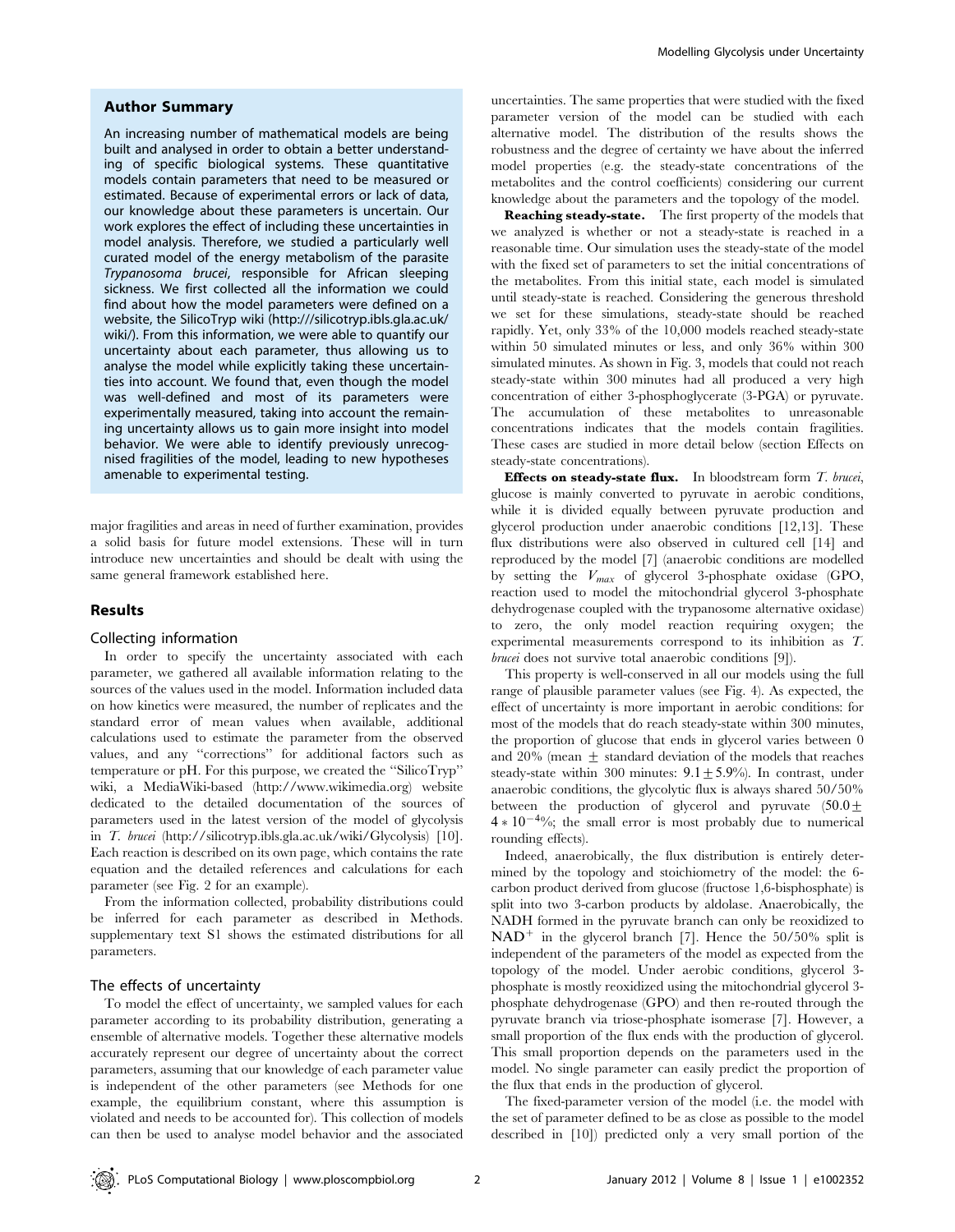## Author Summary

An increasing number of mathematical models are being built and analysed in order to obtain a better understanding of specific biological systems. These quantitative models contain parameters that need to be measured or estimated. Because of experimental errors or lack of data, our knowledge about these parameters is uncertain. Our work explores the effect of including these uncertainties in model analysis. Therefore, we studied a particularly well curated model of the energy metabolism of the parasite *Trypanosoma brucei*, responsible for African sleeping sickness. We first collected all the information we could find about how the model parameters were defined on a website, the SilicoTryp wiki (http:///silicotryp.ibls.gla.ac.uk/wiki/). From this information, we were able to quantify our uncertainty about each parameter, thus allowing us to analyse the model while explicitly taking these uncertainties into account. We found that, even though the model was well-defined and most of its parameters were experimentally measured, taking into account the remaining uncertainty allows us to gain more insight into model behavior. We were able to identify previously unrecognised fragilities of the model, leading to new hypotheses amenable to experimental testing.

major fragilities and areas in need of further examination, provides a solid basis for future model extensions. These will in turn introduce new uncertainties and should be dealt with using the same general framework established here.

## Results

### Collecting information

In order to specify the uncertainty associated with each parameter, we gathered all available information relating to the sources of the values used in the model. Information included data on how kinetics were measured, the number of replicates and the standard error of mean values when available, additional calculations used to estimate the parameter from the observed values, and any "corrections" for additional factors such as temperature or pH. For this purpose, we created the "SilicoTryp" wiki, a MediaWiki-based (http://www.wikimedia.org) website dedicated to the detailed documentation of the sources of parameters used in the latest version of the model of glycolysis in *T. brucei* (http://silicotryp.ibls.gla.ac.uk/wiki/Glycolysis) [10]. Each reaction is described on its own page, which contains the rate equation and the detailed references and calculations for each parameter (see Fig. 2 for an example).

From the information collected, probability distributions could be inferred for each parameter as described in Methods. supplementary text S1 shows the estimated distributions for all parameters.

### The effects of uncertainty

To model the effect of uncertainty, we sampled values for each parameter according to its probability distribution, generating a ensemble of alternative models. Together these alternative models accurately represent our degree of uncertainty about the correct parameters, assuming that our knowledge of each parameter value is independent of the other parameters (see Methods for one example, the equilibrium constant, where this assumption is violated and needs to be accounted for). This collection of models can then be used to analyse model behavior and the associated uncertainties. The same properties that were studied with the fixed parameter version of the model can be studied with each alternative model. The distribution of the results shows the robustness and the degree of certainty we have about the inferred model properties (e.g. the steady-state concentrations of the metabolites and the control coefficients) considering our current knowledge about the parameters and the topology of the model.

**Reaching steady-state.** The first property of the models that we analyzed is whether or not a steady-state is reached in a reasonable time. Our simulation uses the steady-state of the model with the fixed set of parameters to set the initial concentrations of the metabolites. From this initial state, each model is simulated until steady-state is reached. Considering the generous threshold we set for these simulations, steady-state should be reached rapidly. Yet, only 33% of the 10,000 models reached steady-state within 50 simulated minutes or less, and only 36% within 300 simulated minutes. As shown in Fig. 3, models that could not reach steady-state within 300 minutes had all produced a very high concentration of either 3-phosphoglycerate (3-PGA) or pyruvate. The accumulation of these metabolites to unreasonable concentrations indicates that the models contain fragilities. These cases are studied in more detail below (section Effects on steady-state concentrations).

**Effects on steady-state flux.** In bloodstream form *T. brucei*, glucose is mainly converted to pyruvate in aerobic conditions, while it is divided equally between pyruvate production and glycerol production under anaerobic conditions [12,13]. These flux distributions were also observed in cultured cell [14] and reproduced by the model [7] (anaerobic conditions are modelled by setting the $V_{max}$ of glycerol 3-phosphate oxidase (GPO, reaction used to model the mitochondrial glycerol 3-phosphate dehydrogenase coupled with the trypanosome alternative oxidase) to zero, the only model reaction requiring oxygen; the experimental measurements correspond to its inhibition as *T. brucei* does not survive total anaerobic conditions [9]).

This property is well-conserved in all our models using the full range of plausible parameter values (see Fig. 4). As expected, the effect of uncertainty is more important in aerobic conditions: for most of the models that do reach steady-state within 300 minutes, the proportion of glucose that ends in glycerol varies between 0 and 20% (mean $\pm$ standard deviation of the models that reaches steady-state within 300 minutes: $9.1 \pm 5.9\%$). In contrast, under anaerobic conditions, the glycolytic flux is always shared 50/50% between the production of glycerol and pyruvate ($50.0 \pm 4 * 10^{-4}\%$; the small error is most probably due to numerical rounding effects).

Indeed, anaerobically, the flux distribution is entirely determined by the topology and stoichiometry of the model: the 6-carbon product derived from glucose (fructose 1,6-bisphosphate) is split into two 3-carbon products by aldolase. Anaerobically, the NADH formed in the pyruvate branch can only be reoxidized to $NAD^+$ in the glycerol branch [7]. Hence the 50/50% split is independent of the parameters of the model as expected from the topology of the model. Under aerobic conditions, glycerol 3-phosphate is mostly reoxidized using the mitochondrial glycerol 3-phosphate dehydrogenase (GPO) and then re-routed through the pyruvate branch via triose-phosphate isomerase [7]. However, a small proportion of the flux ends with the production of glycerol. This small proportion depends on the parameters used in the model. No single parameter can easily predict the proportion of the flux that ends in the production of glycerol.

The fixed-parameter version of the model (i.e. the model with the set of parameter defined to be as close as possible to the model described in [10]) predicted only a very small portion of the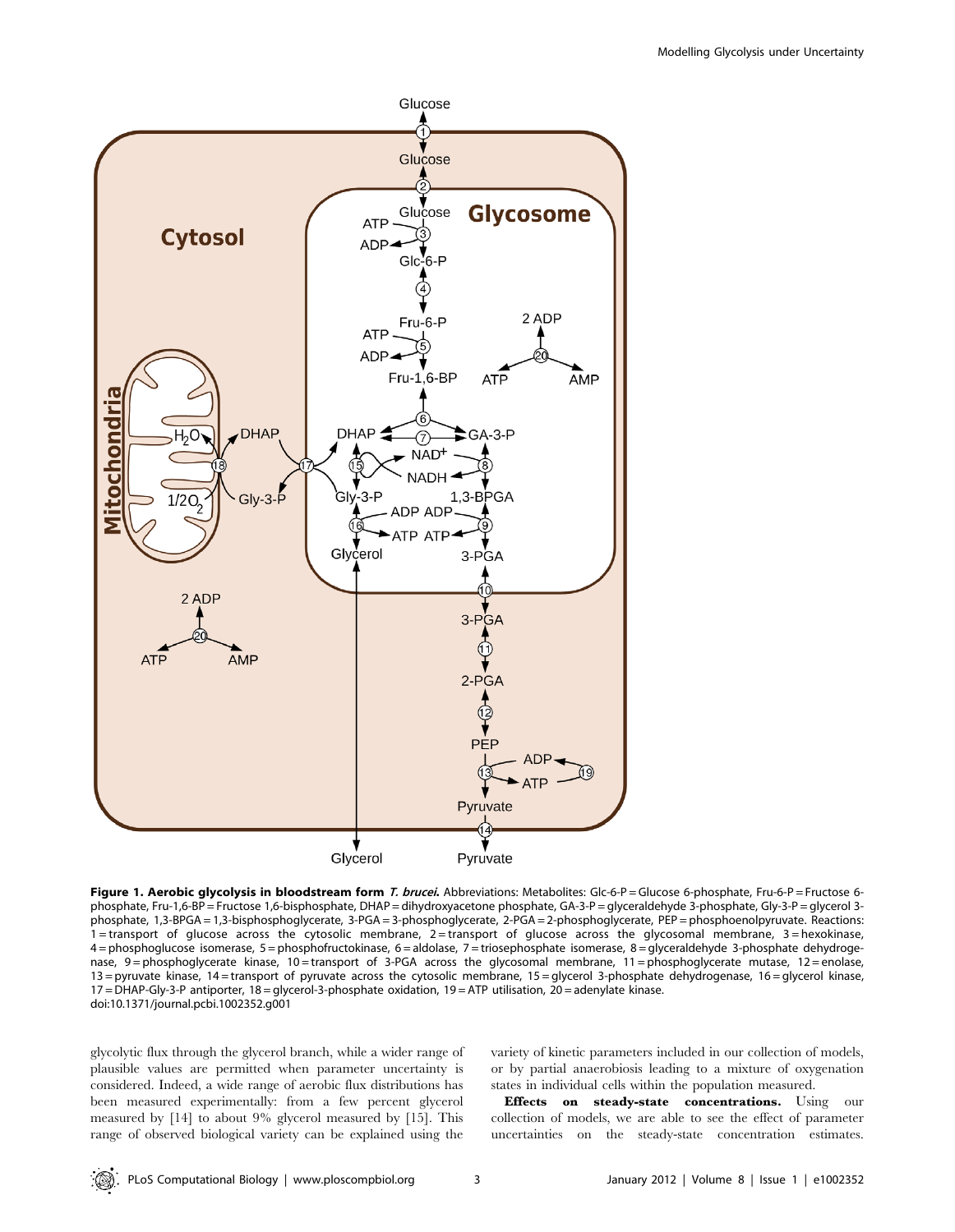**Figure 1. Aerobic glycolysis in bloodstream form *T. brucei*.** Abbreviations: Metabolites: Glc-6-P = Glucose 6-phosphate, Fru-6-P = Fructose 6-phosphate, Fru-1,6-BP = Fructose 1,6-bisphosphate, DHAP = dihydroxyacetone phosphate, GA-3-P = glyceraldehyde 3-phosphate, Gly-3-P = glycerol 3-phosphate, 1,3-BPGA = 1,3-bisphosphoglycerate, 3-PGA = 3-phosphoglycerate, 2-PGA = 2-phosphoglycerate, PEP = phosphoenolpyruvate. Reactions: 1 = transport of glucose across the cytosolic membrane, 2 = transport of glucose across the glycosomal membrane, 3 = hexokinase, 4 = phosphoglucose isomerase, 5 = phosphofructokinase, 6 = aldolase, 7 = triosephosphate isomerase, 8 = glyceraldehyde 3-phosphate dehydrogenase, 9 = phosphoglycerate kinase, 10 = transport of 3-PGA across the glycosomal membrane, 11 = phosphoglycerate mutase, 12 = enolase, 13 = pyruvate kinase, 14 = transport of pyruvate across the cytosolic membrane, 15 = glycerol 3-phosphate dehydrogenase, 16 = glycerol kinase, 17 = DHAP-Gly-3-P antiporter, 18 = glycerol-3-phosphate oxidation, 19 = ATP utilisation, 20 = adenylate kinase.
doi:10.1371/journal.pcbi.1002352.g001

glycolytic flux through the glycerol branch, while a wider range of plausible values are permitted when parameter uncertainty is considered. Indeed, a wide range of aerobic flux distributions has been measured experimentally: from a few percent glycerol measured by [14] to about 9% glycerol measured by [15]. This range of observed biological variety can be explained using the variety of kinetic parameters included in our collection of models, or by partial anaerobiosis leading to a mixture of oxygenation states in individual cells within the population measured.

**Effects on steady-state concentrations.** Using our collection of models, we are able to see the effect of parameter uncertainties on the steady-state concentration estimates.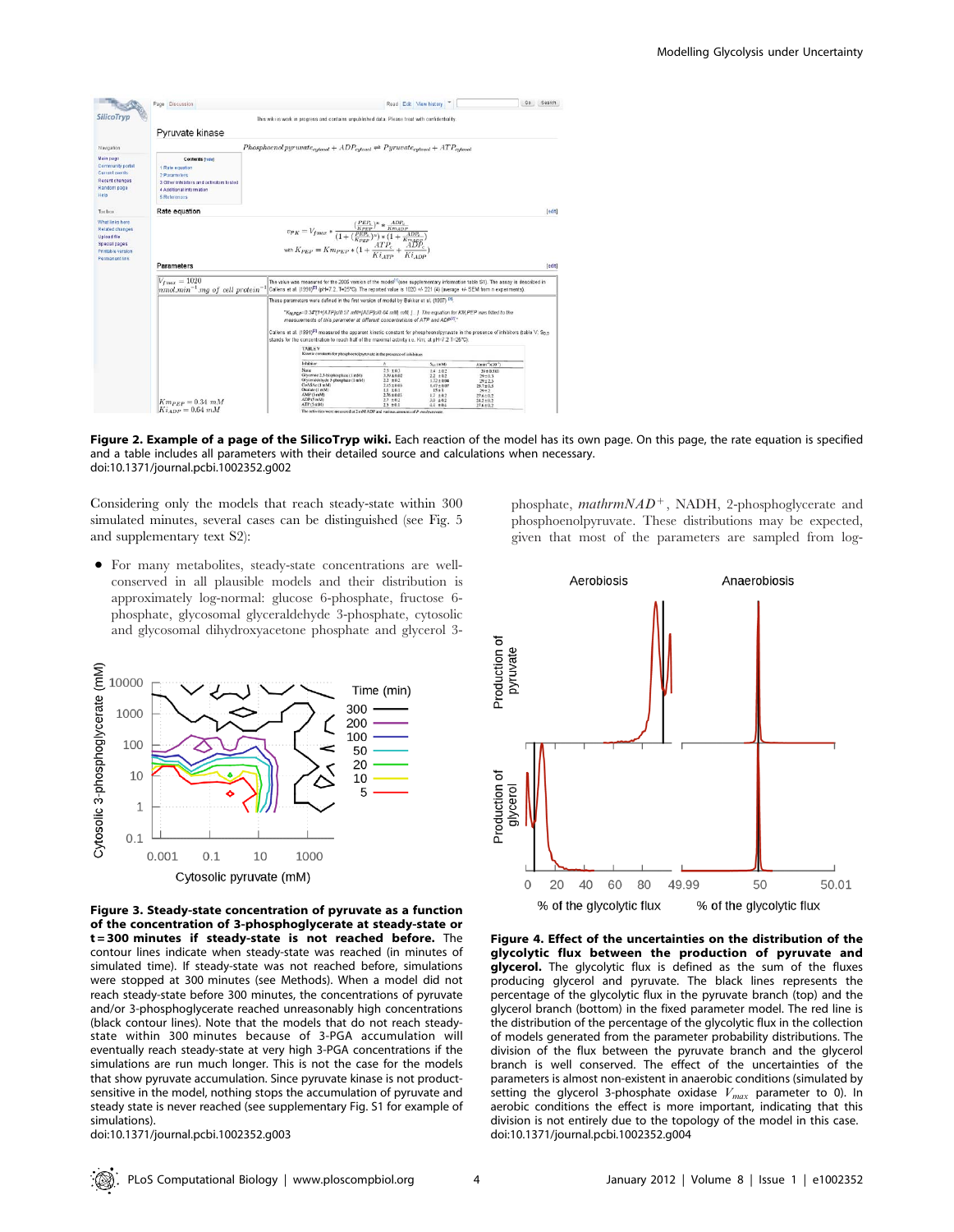**Figure 2. Example of a page of the SilicoTryp wiki.** Each reaction of the model has its own page. On this page, the rate equation is specified and a table includes all parameters with their detailed source and calculations when necessary.
doi:10.1371/journal.pcbi.1002352.g002

Considering only the models that reach steady-state within 300 simulated minutes, several cases can be distinguished (see Fig. 5 and supplementary text S2):

- For many metabolites, steady-state concentrations are well-conserved in all plausible models and their distribution is approximately log-normal: glucose 6-phosphate, fructose 6-phosphate, glycosomal glyceraldehyde 3-phosphate, cytosolic and glycosomal dihydroxyacetone phosphate and glycerol 3-phosphate, $mathrmNAD^+$, NADH, 2-phosphoglycerate and phosphoenolpyruvate. These distributions may be expected, given that most of the parameters are sampled from log-

**Figure 3. Steady-state concentration of pyruvate as a function of the concentration of 3-phosphoglycerate at steady-state or t = 300 minutes if steady-state is not reached before.** The contour lines indicate when steady-state was reached (in minutes of simulated time). If steady-state was not reached before, simulations were stopped at 300 minutes (see Methods). When a model did not reach steady-state before 300 minutes, the concentrations of pyruvate and/or 3-phosphoglycerate reached unreasonably high concentrations (black contour lines). Note that the models that do not reach steady-state within 300 minutes because of 3-PGA accumulation will eventually reach steady-state at very high 3-PGA concentrations if the simulations are run much longer. This is not the case for the models that show pyruvate accumulation. Since pyruvate kinase is not product-sensitive in the model, nothing stops the accumulation of pyruvate and steady state is never reached (see supplementary Fig. S1 for example of simulations).
doi:10.1371/journal.pcbi.1002352.g003

**Figure 4. Effect of the uncertainties on the distribution of the glycolytic flux between the production of pyruvate and glycerol.** The glycolytic flux is defined as the sum of the fluxes producing glycerol and pyruvate. The black lines represents the percentage of the glycolytic flux in the pyruvate branch (top) and the glycerol branch (bottom) in the fixed parameter model. The red line is the distribution of the percentage of the glycolytic flux in the collection of models generated from the parameter probability distributions. The division of the flux between the pyruvate branch and the glycerol branch is well conserved. The effect of the uncertainties of the parameters is almost non-existent in anaerobic conditions (simulated by setting the glycerol 3-phosphate oxidase $V_{max}$ parameter to 0). In aerobic conditions the effect is more important, indicating that this division is not entirely due to the topology of the model in this case.
doi:10.1371/journal.pcbi.1002352.g004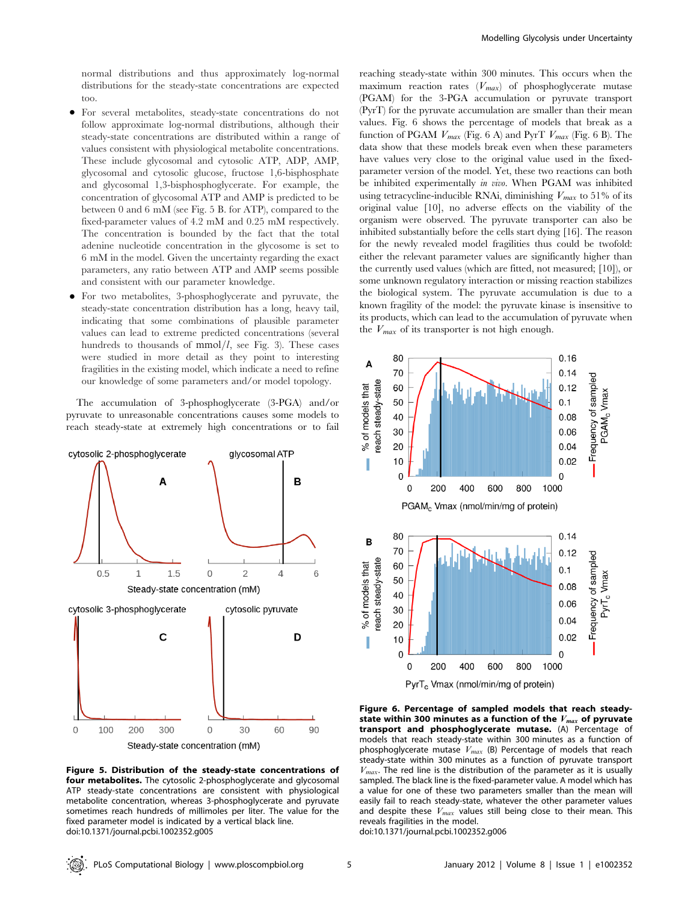normal distributions and thus approximately log-normal distributions for the steady-state concentrations are expected too.

- For several metabolites, steady-state concentrations do not follow approximate log-normal distributions, although their steady-state concentrations are distributed within a range of values consistent with physiological metabolite concentrations. These include glycosomal and cytosolic ATP, ADP, AMP, glycosomal and cytosolic glucose, fructose 1,6-bisphosphate and glycosomal 1,3-bisphosphoglycerate. For example, the concentration of glycosomal ATP and AMP is predicted to be between 0 and 6 mM (see Fig. 5 B. for ATP), compared to the fixed-parameter values of 4.2 mM and 0.25 mM respectively. The concentration is bounded by the fact that the total adenine nucleotide concentration in the glycosome is set to 6 mM in the model. Given the uncertainty regarding the exact parameters, any ratio between ATP and AMP seems possible and consistent with our parameter knowledge.
- For two metabolites, 3-phosphoglycerate and pyruvate, the steady-state concentration distribution has a long, heavy tail, indicating that some combinations of plausible parameter values can lead to extreme predicted concentrations (several hundreds to thousands of mmol/$l$, see Fig. 3). These cases were studied in more detail as they point to interesting fragilities in the existing model, which indicate a need to refine our knowledge of some parameters and/or model topology.

The accumulation of 3-phosphoglycerate (3-PGA) and/or pyruvate to unreasonable concentrations causes some models to reach steady-state at extremely high concentrations or to fail reaching steady-state within 300 minutes. This occurs when the maximum reaction rates ($V_{max}$) of phosphoglycerate mutase (PGAM) for the 3-PGA accumulation or pyruvate transport (PyrT) for the pyruvate accumulation are smaller than their mean values. Fig. 6 shows the percentage of models that break as a function of PGAM $V_{max}$ (Fig. 6 A) and PyrT $V_{max}$ (Fig. 6 B). The data show that these models break even when these parameters have values very close to the original value used in the fixed-parameter version of the model. Yet, these two reactions can both be inhibited experimentally *in vivo*. When PGAM was inhibited using tetracycline-inducible RNAi, diminishing $V_{max}$ to 51% of its original value [10], no adverse effects on the viability of the organism were observed. The pyruvate transporter can also be inhibited substantially before the cells start dying [16]. The reason for the newly revealed model fragilities thus could be twofold: either the relevant parameter values are significantly higher than the currently used values (which are fitted, not measured; [10]), or some unknown regulatory interaction or missing reaction stabilizes the biological system. The pyruvate accumulation is due to a known fragility of the model: the pyruvate kinase is insensitive to its products, which can lead to the accumulation of pyruvate when the $V_{max}$ of its transporter is not high enough.

**Figure 5. Distribution of the steady-state concentrations of four metabolites.** The cytosolic 2-phosphoglycerate and glycosomal ATP steady-state concentrations are consistent with physiological metabolite concentration, whereas 3-phosphoglycerate and pyruvate sometimes reach hundreds of millimoles per liter. The value for the fixed parameter model is indicated by a vertical black line.
doi:10.1371/journal.pcbi.1002352.g005

**Figure 6. Percentage of sampled models that reach steady-state within 300 minutes as a function of the $V_{max}$ of pyruvate transport and phosphoglycerate mutase.** (A) Percentage of models that reach steady-state within 300 minutes as a function of phosphoglycerate mutase $V_{max}$ (B) Percentage of models that reach steady-state within 300 minutes as a function of pyruvate transport $V_{max}$. The red line is the distribution of the parameter as it is usually sampled. The black line is the fixed-parameter value. A model which has a value for one of these two parameters smaller than the mean will easily fail to reach steady-state, whatever the other parameter values and despite these $V_{max}$ values still being close to their mean. This reveals fragilities in the model.
doi:10.1371/journal.pcbi.1002352.g006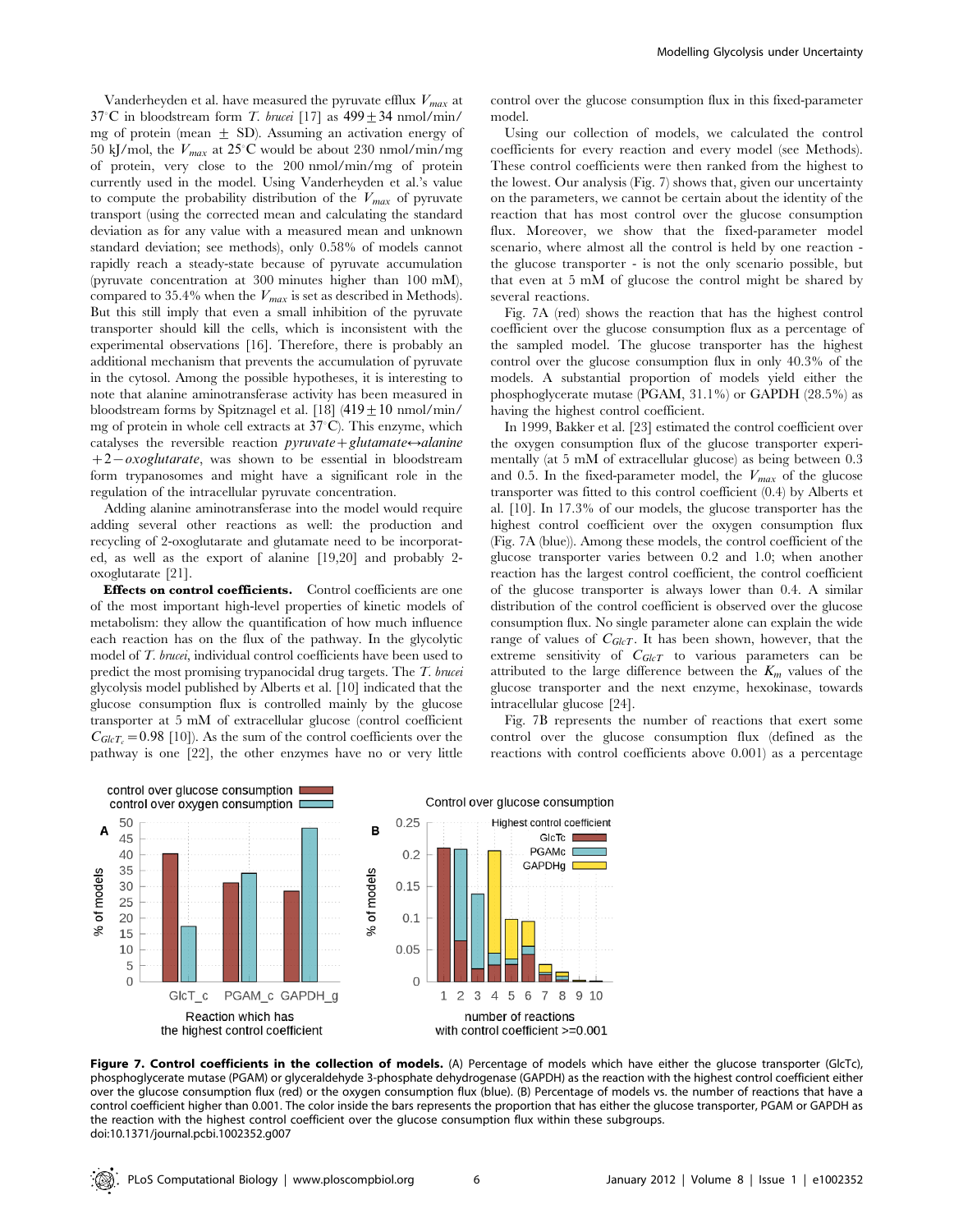Vanderheyden et al. have measured the pyruvate efflux $V_{max}$ at 37°C in bloodstream form *T. brucei* [17] as $499 \pm 34$ nmol/min/mg of protein (mean ± SD). Assuming an activation energy of 50 kJ/mol, the $V_{max}$ at 25°C would be about 230 nmol/min/mg of protein, very close to the 200 nmol/min/mg of protein currently used in the model. Using Vanderheyden et al.'s value to compute the probability distribution of the $V_{max}$ of pyruvate transport (using the corrected mean and calculating the standard deviation as for any value with a measured mean and unknown standard deviation; see methods), only 0.58% of models cannot rapidly reach a steady-state because of pyruvate accumulation (pyruvate concentration at 300 minutes higher than 100 mM), compared to 35.4% when the $V_{max}$ is set as described in Methods). But this still imply that even a small inhibition of the pyruvate transporter should kill the cells, which is inconsistent with the experimental observations [16]. Therefore, there is probably an additional mechanism that prevents the accumulation of pyruvate in the cytosol. Among the possible hypotheses, it is interesting to note that alanine aminotransferase activity has been measured in bloodstream forms by Spitznagel et al. [18] ($419 \pm 10$ nmol/min/mg of protein in whole cell extracts at 37°C). This enzyme, which catalyses the reversible reaction *pyruvate+glutamate↔alanine +2−oxoglutarate*, was shown to be essential in bloodstream form trypanosomes and might have a significant role in the regulation of the intracellular pyruvate concentration.

Adding alanine aminotransferase into the model would require adding several other reactions as well: the production and recycling of 2-oxoglutarate and glutamate need to be incorporated, as well as the export of alanine [19,20] and probably 2-oxoglutarate [21].

**Effects on control coefficients.** Control coefficients are one of the most important high-level properties of kinetic models of metabolism: they allow the quantification of how much influence each reaction has on the flux of the pathway. In the glycolytic model of *T. brucei*, individual control coefficients have been used to predict the most promising trypanocidal drug targets. The *T. brucei* glycolysis model published by Alberts et al. [10] indicated that the glucose consumption flux is controlled mainly by the glucose transporter at 5 mM of extracellular glucose (control coefficient $C_{GlcT_c} = 0.98$ [10]). As the sum of the control coefficients over the pathway is one [22], the other enzymes have no or very little control over the glucose consumption flux in this fixed-parameter model.

Using our collection of models, we calculated the control coefficients for every reaction and every model (see Methods). These control coefficients were then ranked from the highest to the lowest. Our analysis (Fig. 7) shows that, given our uncertainty on the parameters, we cannot be certain about the identity of the reaction that has most control over the glucose consumption flux. Moreover, we show that the fixed-parameter model scenario, where almost all the control is held by one reaction - the glucose transporter - is not the only scenario possible, but that even at 5 mM of glucose the control might be shared by several reactions.

Fig. 7A (red) shows the reaction that has the highest control coefficient over the glucose consumption flux as a percentage of the sampled model. The glucose transporter has the highest control over the glucose consumption flux in only 40.3% of the models. A substantial proportion of models yield either the phosphoglycerate mutase (PGAM, 31.1%) or GAPDH (28.5%) as having the highest control coefficient.

In 1999, Bakker et al. [23] estimated the control coefficient over the oxygen consumption flux of the glucose transporter experimentally (at 5 mM of extracellular glucose) as being between 0.3 and 0.5. In the fixed-parameter model, the $V_{max}$ of the glucose transporter was fitted to this control coefficient (0.4) by Alberts et al. [10]. In 17.3% of our models, the glucose transporter has the highest control coefficient over the oxygen consumption flux (Fig. 7A (blue)). Among these models, the control coefficient of the glucose transporter varies between 0.2 and 1.0; when another reaction has the largest control coefficient, the control coefficient of the glucose transporter is always lower than 0.4. A similar distribution of the control coefficient is observed over the glucose consumption flux. No single parameter alone can explain the wide range of values of $C_{GlcT}$. It has been shown, however, that the extreme sensitivity of $C_{GlcT}$ to various parameters can be attributed to the large difference between the $K_m$ values of the glucose transporter and the next enzyme, hexokinase, towards intracellular glucose [24].

Fig. 7B represents the number of reactions that exert some control over the glucose consumption flux (defined as the reactions with control coefficients above 0.001) as a percentage

**Figure 7. Control coefficients in the collection of models.** (A) Percentage of models which have either the glucose transporter (GlcTc), phosphoglycerate mutase (PGAM) or glyceraldehyde 3-phosphate dehydrogenase (GAPDH) as the reaction with the highest control coefficient either over the glucose consumption flux (red) or the oxygen consumption flux (blue). (B) Percentage of models vs. the number of reactions that have a control coefficient higher than 0.001. The color inside the bars represents the proportion that has either the glucose transporter, PGAM or GAPDH as the reaction with the highest control coefficient over the glucose consumption flux within these subgroups.
doi:10.1371/journal.pcbi.1002352.g007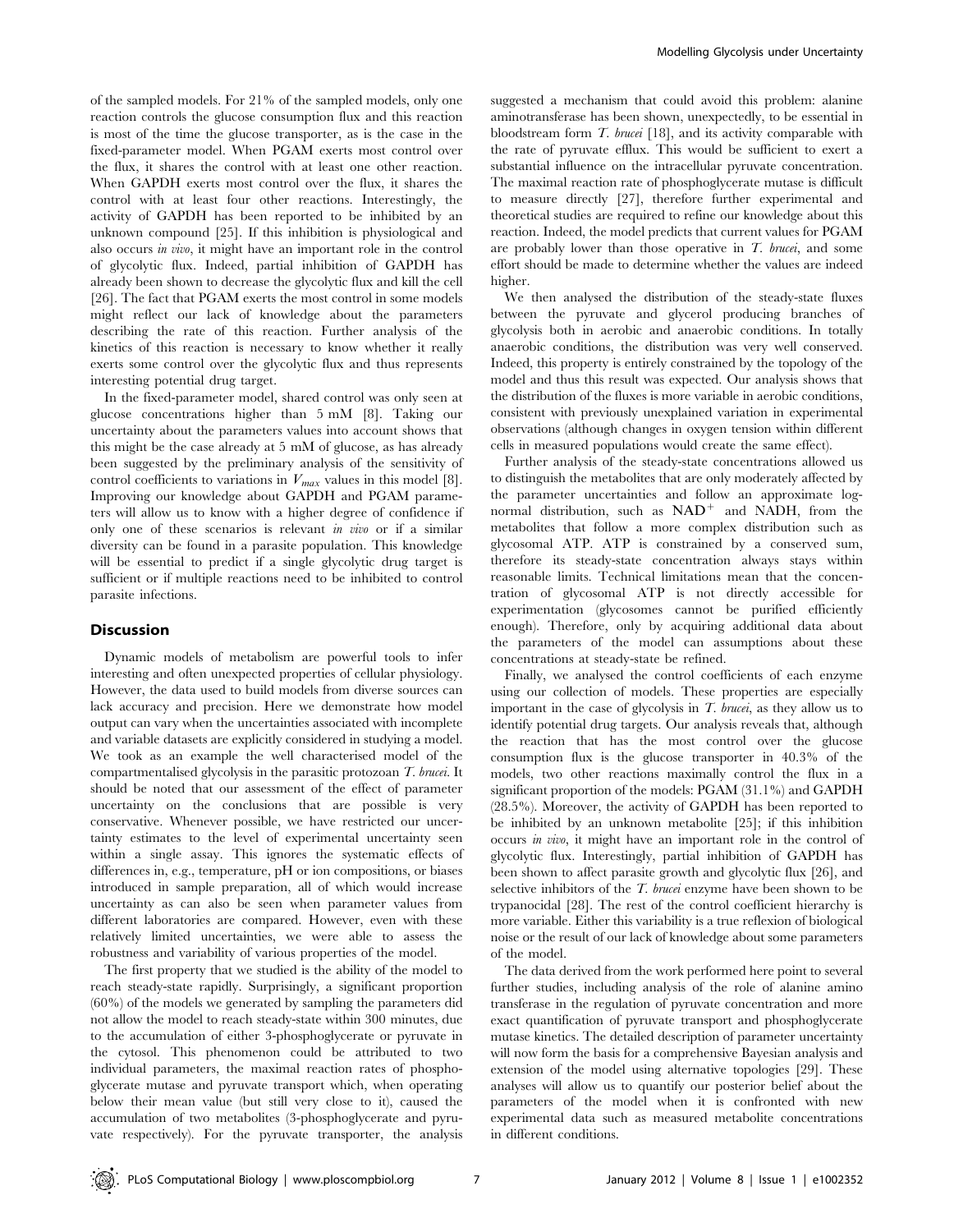of the sampled models. For 21% of the sampled models, only one reaction controls the glucose consumption flux and this reaction is most of the time the glucose transporter, as is the case in the fixed-parameter model. When PGAM exerts most control over the flux, it shares the control with at least one other reaction. When GAPDH exerts most control over the flux, it shares the control with at least four other reactions. Interestingly, the activity of GAPDH has been reported to be inhibited by an unknown compound [25]. If this inhibition is physiological and also occurs *in vivo*, it might have an important role in the control of glycolytic flux. Indeed, partial inhibition of GAPDH has already been shown to decrease the glycolytic flux and kill the cell [26]. The fact that PGAM exerts the most control in some models might reflect our lack of knowledge about the parameters describing the rate of this reaction. Further analysis of the kinetics of this reaction is necessary to know whether it really exerts some control over the glycolytic flux and thus represents interesting potential drug target.

In the fixed-parameter model, shared control was only seen at glucose concentrations higher than 5 mM [8]. Taking our uncertainty about the parameters values into account shows that this might be the case already at 5 mM of glucose, as has already been suggested by the preliminary analysis of the sensitivity of control coefficients to variations in $V_{max}$ values in this model [8]. Improving our knowledge about GAPDH and PGAM parameters will allow us to know with a higher degree of confidence if only one of these scenarios is relevant *in vivo* or if a similar diversity can be found in a parasite population. This knowledge will be essential to predict if a single glycolytic drug target is sufficient or if multiple reactions need to be inhibited to control parasite infections.

## Discussion

Dynamic models of metabolism are powerful tools to infer interesting and often unexpected properties of cellular physiology. However, the data used to build models from diverse sources can lack accuracy and precision. Here we demonstrate how model output can vary when the uncertainties associated with incomplete and variable datasets are explicitly considered in studying a model. We took as an example the well characterised model of the compartmentalised glycolysis in the parasitic protozoan *T. brucei*. It should be noted that our assessment of the effect of parameter uncertainty on the conclusions that are possible is very conservative. Whenever possible, we have restricted our uncertainty estimates to the level of experimental uncertainty seen within a single assay. This ignores the systematic effects of differences in, e.g., temperature, pH or ion compositions, or biases introduced in sample preparation, all of which would increase uncertainty as can also be seen when parameter values from different laboratories are compared. However, even with these relatively limited uncertainties, we were able to assess the robustness and variability of various properties of the model.

The first property that we studied is the ability of the model to reach steady-state rapidly. Surprisingly, a significant proportion (60%) of the models we generated by sampling the parameters did not allow the model to reach steady-state within 300 minutes, due to the accumulation of either 3-phosphoglycerate or pyruvate in the cytosol. This phenomenon could be attributed to two individual parameters, the maximal reaction rates of phosphoglycerate mutase and pyruvate transport which, when operating below their mean value (but still very close to it), caused the accumulation of two metabolites (3-phosphoglycerate and pyruvate respectively). For the pyruvate transporter, the analysis suggested a mechanism that could avoid this problem: alanine aminotransferase has been shown, unexpectedly, to be essential in bloodstream form *T. brucei* [18], and its activity comparable with the rate of pyruvate efflux. This would be sufficient to exert a substantial influence on the intracellular pyruvate concentration. The maximal reaction rate of phosphoglycerate mutase is difficult to measure directly [27], therefore further experimental and theoretical studies are required to refine our knowledge about this reaction. Indeed, the model predicts that current values for PGAM are probably lower than those operative in *T. brucei*, and some effort should be made to determine whether the values are indeed higher.

We then analysed the distribution of the steady-state fluxes between the pyruvate and glycerol producing branches of glycolysis both in aerobic and anaerobic conditions. In totally anaerobic conditions, the distribution was very well conserved. Indeed, this property is entirely constrained by the topology of the model and thus this result was expected. Our analysis shows that the distribution of the fluxes is more variable in aerobic conditions, consistent with previously unexplained variation in experimental observations (although changes in oxygen tension within different cells in measured populations would create the same effect).

Further analysis of the steady-state concentrations allowed us to distinguish the metabolites that are only moderately affected by the parameter uncertainties and follow an approximate log-normal distribution, such as $NAD^{+}$ and NADH, from the metabolites that follow a more complex distribution such as glycosomal ATP. ATP is constrained by a conserved sum, therefore its steady-state concentration always stays within reasonable limits. Technical limitations mean that the concentration of glycosomal ATP is not directly accessible for experimentation (glycosomes cannot be purified efficiently enough). Therefore, only by acquiring additional data about the parameters of the model can assumptions about these concentrations at steady-state be refined.

Finally, we analysed the control coefficients of each enzyme using our collection of models. These properties are especially important in the case of glycolysis in *T. brucei*, as they allow us to identify potential drug targets. Our analysis reveals that, although the reaction that has the most control over the glucose consumption flux is the glucose transporter in 40.3% of the models, two other reactions maximally control the flux in a significant proportion of the models: PGAM (31.1%) and GAPDH (28.5%). Moreover, the activity of GAPDH has been reported to be inhibited by an unknown metabolite [25]; if this inhibition occurs *in vivo*, it might have an important role in the control of glycolytic flux. Interestingly, partial inhibition of GAPDH has been shown to affect parasite growth and glycolytic flux [26], and selective inhibitors of the *T. brucei* enzyme have been shown to be trypanocidal [28]. The rest of the control coefficient hierarchy is more variable. Either this variability is a true reflexion of biological noise or the result of our lack of knowledge about some parameters of the model.

The data derived from the work performed here point to several further studies, including analysis of the role of alanine amino transferase in the regulation of pyruvate concentration and more exact quantification of pyruvate transport and phosphoglycerate mutase kinetics. The detailed description of parameter uncertainty will now form the basis for a comprehensive Bayesian analysis and extension of the model using alternative topologies [29]. These analyses will allow us to quantify our posterior belief about the parameters of the model when it is confronted with new experimental data such as measured metabolite concentrations in different conditions.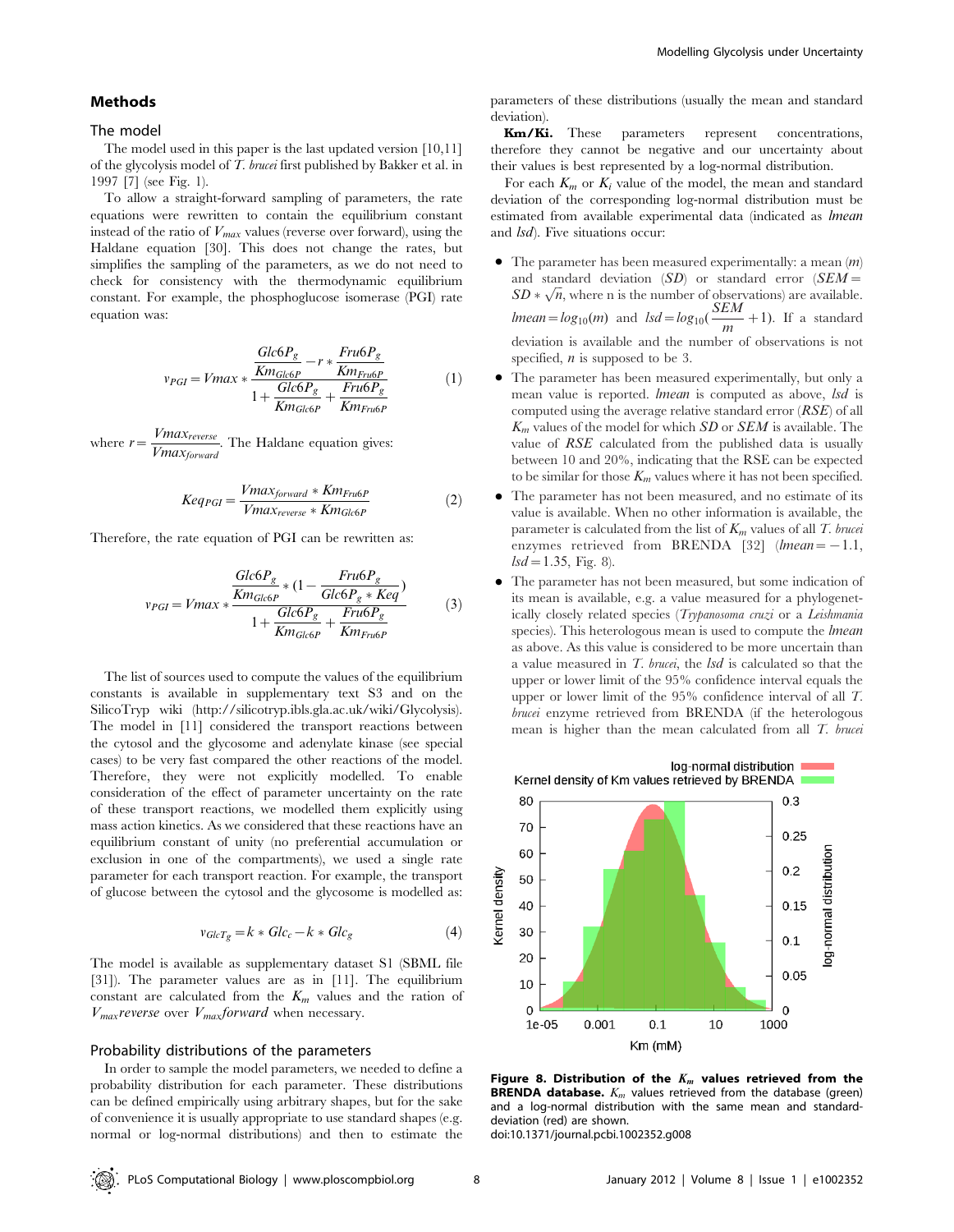## Methods

### The model

The model used in this paper is the last updated version [10,11] of the glycolysis model of *T. brucei* first published by Bakker et al. in 1997 [7] (see Fig. 1).

To allow a straight-forward sampling of parameters, the rate equations were rewritten to contain the equilibrium constant instead of the ratio of $V_{max}$ values (reverse over forward), using the Haldane equation [30]. This does not change the rates, but simplifies the sampling of the parameters, as we do not need to check for consistency with the thermodynamic equilibrium constant. For example, the phosphoglucose isomerase (PGI) rate equation was:

$$v_{PGI} = Vmax * \frac{\frac{Glc6P_g}{Km_{Glc6P}} - r * \frac{Fru6P_g}{Km_{Fru6P}}}{1 + \frac{Glc6P_g}{Km_{Glc6P}} + \frac{Fru6P_g}{Km_{Fru6P}}} \tag{1}$$

where $r = \frac{Vmax_{reverse}}{Vmax_{forward}}$. The Haldane equation gives:

$$Keq_{PGI} = \frac{Vmax_{forward} * Km_{Fru6P}}{Vmax_{reverse} * Km_{Glc6P}} \tag{2}$$

Therefore, the rate equation of PGI can be rewritten as:

$$v_{PGI} = Vmax * \frac{\frac{Glc6P_g}{Km_{Glc6P}} * (1 - \frac{Fru6P_g}{Glc6P_g * Keq})}{1 + \frac{Glc6P_g}{Km_{Glc6P}} + \frac{Fru6P_g}{Km_{Fru6P}}} \tag{3}$$

The list of sources used to compute the values of the equilibrium constants is available in supplementary text S3 and on the SilicoTryp wiki (http://silicotryp.ibls.gla.ac.uk/wiki/Glycolysis). The model in [11] considered the transport reactions between the cytosol and the glycosome and adenylate kinase (see special cases) to be very fast compared the other reactions of the model. Therefore, they were not explicitly modelled. To enable consideration of the effect of parameter uncertainty on the rate of these transport reactions, we modelled them explicitly using mass action kinetics. As we considered that these reactions have an equilibrium constant of unity (no preferential accumulation or exclusion in one of the compartments), we used a single rate parameter for each transport reaction. For example, the transport of glucose between the cytosol and the glycosome is modelled as:

$$v_{GlcT_g} = k * Glc_c - k * Glc_g \tag{4}$$

The model is available as supplementary dataset S1 (SBML file [31]). The parameter values are as in [11]. The equilibrium constant are calculated from the $K_m$ values and the ration of $V_{max}$*reverse* over $V_{max}$*forward* when necessary.

### Probability distributions of the parameters

In order to sample the model parameters, we needed to define a probability distribution for each parameter. These distributions can be defined empirically using arbitrary shapes, but for the sake of convenience it is usually appropriate to use standard shapes (e.g. normal or log-normal distributions) and then to estimate the parameters of these distributions (usually the mean and standard deviation).

**Km/Ki.** These parameters represent concentrations, therefore they cannot be negative and our uncertainty about their values is best represented by a log-normal distribution.

For each $K_m$ or $K_i$ value of the model, the mean and standard deviation of the corresponding log-normal distribution must be estimated from available experimental data (indicated as *lmean* and *lsd*). Five situations occur:

- The parameter has been measured experimentally: a mean ($m$) and standard deviation ($SD$) or standard error ($SEM = SD * \sqrt{n}$, where n is the number of observations) are available. $lmean = log_{10}(m)$ and $lsd = log_{10}(\frac{SEM}{m} + 1)$. If a standard deviation is available and the number of observations is not specified, $n$ is supposed to be 3.
- The parameter has been measured experimentally, but only a mean value is reported. *lmean* is computed as above, *lsd* is computed using the average relative standard error ($RSE$) of all $K_m$ values of the model for which $SD$ or $SEM$ is available. The value of $RSE$ calculated from the published data is usually between 10 and 20%, indicating that the RSE can be expected to be similar for those $K_m$ values where it has not been specified.
- The parameter has not been measured, and no estimate of its value is available. When no other information is available, the parameter is calculated from the list of $K_m$ values of all *T. brucei* enzymes retrieved from BRENDA [32] ($lmean = -1.1$, $lsd = 1.35$, Fig. 8).
- The parameter has not been measured, but some indication of its mean is available, e.g. a value measured for a phylogenetically closely related species (*Trypanosoma cruzi* or a *Leishmania* species). This heterologous mean is used to compute the *lmean* as above. As this value is considered to be more uncertain than a value measured in *T. brucei*, the *lsd* is calculated so that the upper or lower limit of the 95% confidence interval equals the upper or lower limit of the 95% confidence interval of all *T. brucei* enzyme retrieved from BRENDA (if the heterologous mean is higher than the mean calculated from all *T. brucei*

**Figure 8. Distribution of the $K_m$ values retrieved from the BRENDA database.** $K_m$ values retrieved from the database (green) and a log-normal distribution with the same mean and standard-deviation (red) are shown.
doi:10.1371/journal.pcbi.1002352.g008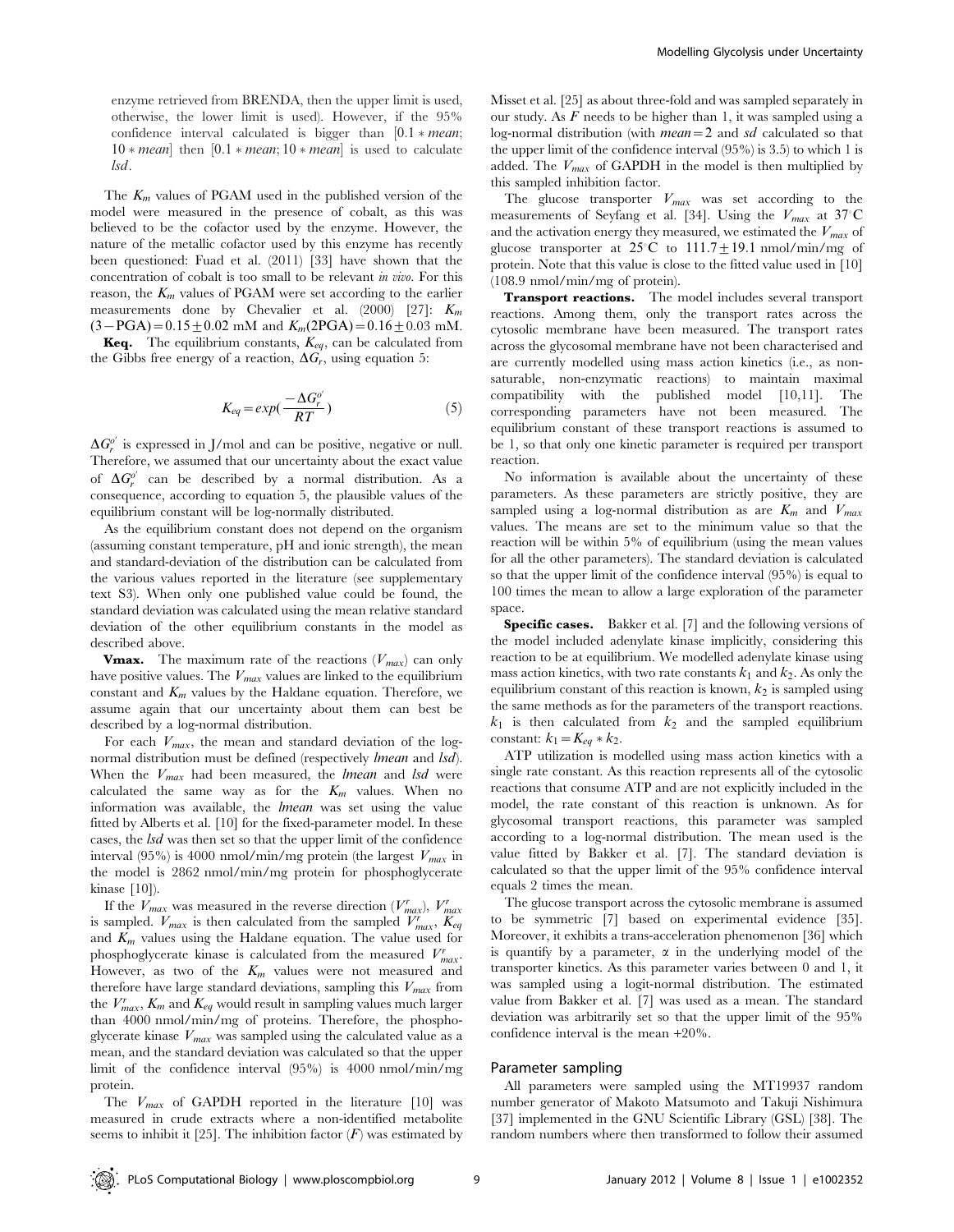enzyme retrieved from BRENDA, then the upper limit is used, otherwise, the lower limit is used). However, if the 95% confidence interval calculated is bigger than $[0.1 * mean; 10 * mean]$ then $[0.1 * mean; 10 * mean]$ is used to calculate *lsd*.

The $K_m$ values of PGAM used in the published version of the model were measured in the presence of cobalt, as this was believed to be the cofactor used by the enzyme. However, the nature of the metallic cofactor used by this enzyme has recently been questioned: Fuad et al. (2011) [33] have shown that the concentration of cobalt is too small to be relevant *in vivo*. For this reason, the $K_m$ values of PGAM were set according to the earlier measurements done by Chevalier et al. (2000) [27]: $K_m(3-PGA) = 0.15 \pm 0.02$ mM and $K_m(2PGA) = 0.16 \pm 0.03$ mM.

**Keq.** The equilibrium constants, $K_{eq}$, can be calculated from the Gibbs free energy of a reaction, $\Delta G_r$, using equation 5:

$$K_{eq} = exp(\frac{-\Delta G_r^{o'}}{RT}) \quad (5)$$

$\Delta G_r^{o'}$ is expressed in J/mol and can be positive, negative or null. Therefore, we assumed that our uncertainty about the exact value of $\Delta G_r^{o'}$ can be described by a normal distribution. As a consequence, according to equation 5, the plausible values of the equilibrium constant will be log-normally distributed.

As the equilibrium constant does not depend on the organism (assuming constant temperature, pH and ionic strength), the mean and standard-deviation of the distribution can be calculated from the various values reported in the literature (see supplementary text S3). When only one published value could be found, the standard deviation was calculated using the mean relative standard deviation of the other equilibrium constants in the model as described above.

**Vmax.** The maximum rate of the reactions ($V_{max}$) can only have positive values. The $V_{max}$ values are linked to the equilibrium constant and $K_m$ values by the Haldane equation. Therefore, we assume again that our uncertainty about them can best be described by a log-normal distribution.

For each $V_{max}$, the mean and standard deviation of the log-normal distribution must be defined (respectively *lmean* and *lsd*). When the $V_{max}$ had been measured, the *lmean* and *lsd* were calculated the same way as for the $K_m$ values. When no information was available, the *lmean* was set using the value fitted by Alberts et al. [10] for the fixed-parameter model. In these cases, the *lsd* was then set so that the upper limit of the confidence interval (95%) is 4000 nmol/min/mg protein (the largest $V_{max}$ in the model is 2862 nmol/min/mg protein for phosphoglycerate kinase [10]).

If the $V_{max}$ was measured in the reverse direction ($V_{max}^r$), $V_{max}^r$ is sampled. $V_{max}$ is then calculated from the sampled $V_{max}^r$, $K_{eq}$ and $K_m$ values using the Haldane equation. The value used for phosphoglycerate kinase is calculated from the measured $V_{max}^r$. However, as two of the $K_m$ values were not measured and therefore have large standard deviations, sampling this $V_{max}$ from the $V_{max}^r$, $K_m$ and $K_{eq}$ would result in sampling values much larger than 4000 nmol/min/mg of proteins. Therefore, the phosphoglycerate kinase $V_{max}$ was sampled using the calculated value as a mean, and the standard deviation was calculated so that the upper limit of the confidence interval (95%) is 4000 nmol/min/mg protein.

The $V_{max}$ of GAPDH reported in the literature [10] was measured in crude extracts where a non-identified metabolite seems to inhibit it [25]. The inhibition factor ($F$) was estimated by Misset et al. [25] as about three-fold and was sampled separately in our study. As $F$ needs to be higher than 1, it was sampled using a log-normal distribution (with $mean = 2$ and $sd$ calculated so that the upper limit of the confidence interval (95%) is 3.5) to which 1 is added. The $V_{max}$ of GAPDH in the model is then multiplied by this sampled inhibition factor.

The glucose transporter $V_{max}$ was set according to the measurements of Seyfang et al. [34]. Using the $V_{max}$ at 37°C and the activation energy they measured, we estimated the $V_{max}$ of glucose transporter at 25°C to $111.7 \pm 19.1$ nmol/min/mg of protein. Note that this value is close to the fitted value used in [10] (108.9 nmol/min/mg of protein).

**Transport reactions.** The model includes several transport reactions. Among them, only the transport rates across the cytosolic membrane have been measured. The transport rates across the glycosomal membrane have not been characterised and are currently modelled using mass action kinetics (i.e., as non-saturable, non-enzymatic reactions) to maintain maximal compatibility with the published model [10,11]. The corresponding parameters have not been measured. The equilibrium constant of these transport reactions is assumed to be 1, so that only one kinetic parameter is required per transport reaction.

No information is available about the uncertainty of these parameters. As these parameters are strictly positive, they are sampled using a log-normal distribution as are $K_m$ and $V_{max}$ values. The means are set to the minimum value so that the reaction will be within 5% of equilibrium (using the mean values for all the other parameters). The standard deviation is calculated so that the upper limit of the confidence interval (95%) is equal to 100 times the mean to allow a large exploration of the parameter space.

**Specific cases.** Bakker et al. [7] and the following versions of the model included adenylate kinase implicitly, considering this reaction to be at equilibrium. We modelled adenylate kinase using mass action kinetics, with two rate constants $k_1$ and $k_2$. As only the equilibrium constant of this reaction is known, $k_2$ is sampled using the same methods as for the parameters of the transport reactions. $k_1$ is then calculated from $k_2$ and the sampled equilibrium constant: $k_1 = K_{eq} * k_2$.

ATP utilization is modelled using mass action kinetics with a single rate constant. As this reaction represents all of the cytosolic reactions that consume ATP and are not explicitly included in the model, the rate constant of this reaction is unknown. As for glycosomal transport reactions, this parameter was sampled according to a log-normal distribution. The mean used is the value fitted by Bakker et al. [7]. The standard deviation is calculated so that the upper limit of the 95% confidence interval equals 2 times the mean.

The glucose transport across the cytosolic membrane is assumed to be symmetric [7] based on experimental evidence [35]. Moreover, it exhibits a trans-acceleration phenomenon [36] which is quantify by a parameter, $\alpha$ in the underlying model of the transporter kinetics. As this parameter varies between 0 and 1, it was sampled using a logit-normal distribution. The estimated value from Bakker et al. [7] was used as a mean. The standard deviation was arbitrarily set so that the upper limit of the 95% confidence interval is the mean +20%.

## Parameter sampling

All parameters were sampled using the MT19937 random number generator of Makoto Matsumoto and Takuji Nishimura [37] implemented in the GNU Scientific Library (GSL) [38]. The random numbers where then transformed to follow their assumed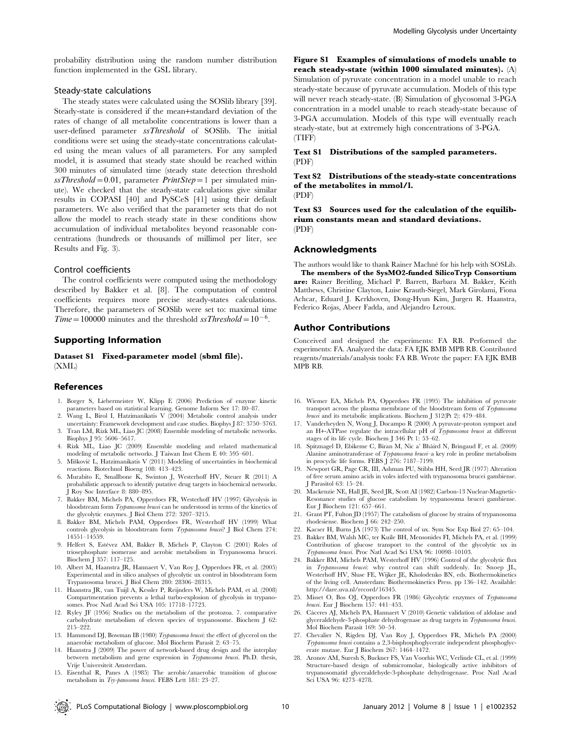probability distribution using the random number distribution function implemented in the GSL library.

### Steady-state calculations

The steady states were calculated using the SOSlib library [39]. Steady-state is considered if the mean+standard deviation of the rates of change of all metabolite concentrations is lower than a user-defined parameter *ssThreshold* of SOSlib. The initial conditions were set using the steady-state concentrations calculated using the mean values of all parameters. For any sampled model, it is assumed that steady state should be reached within 300 minutes of simulated time (steady state detection threshold $ssThreshold = 0.01$, parameter $PrintStep = 1$ per simulated minute). We checked that the steady-state calculations give similar results in COPASI [40] and PySCeS [41] using their default parameters. We also verified that the parameter sets that do not allow the model to reach steady state in these conditions show accumulation of individual metabolites beyond reasonable concentrations (hundreds or thousands of millimol per liter, see Results and Fig. 3).

### Control coefficients

The control coefficients were computed using the methodology described by Bakker et al. [8]. The computation of control coefficients requires more precise steady-states calculations. Therefore, the parameters of SOSlib were set to: maximal time $Time = 100000$ minutes and the threshold $ssThreshold = 10^{-6}$.

## Supporting Information

**Dataset S1 Fixed-parameter model (sbml file).**
(XML)

**Figure S1 Examples of simulations of models unable to reach steady-state (within 1000 simulated minutes).** (A) Simulation of pyruvate concentration in a model unable to reach steady-state because of pyruvate accumulation. Models of this type will never reach steady-state. (B) Simulation of glycosomal 3-PGA concentration in a model unable to reach steady-state because of 3-PGA accumulation. Models of this type will eventually reach steady-state, but at extremely high concentrations of 3-PGA.
(TIFF)

**Text S1 Distributions of the sampled parameters.**
(PDF)

**Text S2 Distributions of the steady-state concentrations of the metabolites in mmol/l.**
(PDF)

**Text S3 Sources used for the calculation of the equilibrium constants mean and standard deviations.**
(PDF)

## Acknowledgments

The authors would like to thank Rainer Machné for his help with SOSLib.

**The members of the SysMO2-funded SilicoTryp Consortium are:** Rainer Breitling, Michael P. Barrett, Barbara M. Bakker, Keith Matthews, Christine Clayton, Luise Krauth-Siegel, Mark Girolami, Fiona Achcar, Eduard J. Kerkhoven, Dong-Hyun Kim, Jurgen R. Haanstra, Federico Rojas, Abeer Fadda, and Alejandro Leroux.

## Author Contributions

Conceived and designed the experiments: FA RB. Performed the experiments: FA. Analyzed the data: FA EJK BMB MPB RB. Contributed reagents/materials/analysis tools: FA RB. Wrote the paper: FA EJK BMB MPB RB.

## References

1. Borger S, Liebermeister W, Klipp E (2006) Prediction of enzyme kinetic parameters based on statistical learning. Genome Inform Ser 17: 80–87.
2. Wang L, Birol I, Hatzimanikatis V (2004) Metabolic control analysis under uncertainty: Framework development and case studies. Biophys J 87: 3750–3763.
3. Tran LM, Rizk ML, Liao JC (2008) Ensemble modeling of metabolic networks. Biophys J 95: 5606–5617.
4. Rizk ML, Liao JC (2009) Ensemble modeling and related mathematical modeling of metabolic networks. J Taiwan Inst Chem E 40: 595–601.
5. Mišković L, Hatzimanikatis V (2011) Modeling of uncertainties in biochemical reactions. Biotechnol Bioeng 108: 413–423.
6. Murabito E, Smallbone K, Swinton J, Westerhoff HV, Steuer R (2011) A probabilistic approach to identify putative drug targets in biochemical networks. J Roy Soc Interface 8: 880–895.
7. Bakker BM, Michels PA, Opperdoes FR, Westerhoff HV (1997) Glycolysis in bloodstream form *Trypanosoma brucei* can be understood in terms of the kinetics of the glycolytic enzymes. J Biol Chem 272: 3207–3215.
8. Bakker BM, Michels PAM, Opperdoes FR, Westerhoff HV (1999) What controls glycolysis in bloodstream form *Trypanosoma brucei*? J Biol Chem 274: 14551–14559.
9. Helfert S, Estévez AM, Bakker B, Michels P, Clayton C (2001) Roles of triosephosphate isomerase and aerobic metabolism in Trypanosoma brucei. Biochem J 357: 117–125.
10. Albert M, Haanstra JR, Hannaert V, Van Roy J, Opperdoes FR, et al. (2005) Experimental and in silico analyses of glycolytic ux control in bloodstream form Trypanosoma brucei. J Biol Chem 280: 28306–28315.
11. Haanstra JR, van Tuijl A, Kessler P, Reijnders W, Michels PAM, et al. (2008) Compartmentation prevents a lethal turbo-explosion of glycolysis in trypanosomes. Proc Natl Acad Sci USA 105: 17718–17723.
12. Ryley JF (1956) Studies on the metabolism of the protozoa. 7. comparative carbohydrate metabolism of eleven species of trypanosome. Biochem J 62: 215–222.
13. Hammond DJ, Bowman IB (1980) *Trypanosoma brucei*: the effect of glycerol on the anaerobic metabolism of glucose. Mol Biochem Parasit 2: 63–75.
14. Haanstra J (2009) The power of network-based drug design and the interplay between metabolism and gene expression in *Trypanosoma brucei*. Ph.D. thesis, Vrije Universiteit Amsterdam.
15. Eisenthal R, Panes A (1985) The aerobic/anaerobic transition of glucose metabolism in *Try-panosoma brucei*. FEBS Lett 181: 23–27.
16. Wiemer EA, Michels PA, Opperdoes FR (1995) The inhibition of pyruvate transport across the plasma membrane of the bloodstream form of *Trypanosoma brucei* and its metabolic implications. Biochem J 312(Pt 2): 479–484.
17. Vanderheyden N, Wong J, Docampo R (2000) A pyruvate-proton symport and an H+-ATPase regulate the intracellular pH of *Trypanosoma brucei* at different stages of its life cycle. Biochem J 346 Pt 1: 53–62.
18. Spitznagel D, Ebikeme C, Biran M, Nic a' Bháird N, Bringaud F, et al. (2009) Alanine aminotransferase of *Trypanosoma brucei*–a key role in proline metabolism in procyclic life forms. FEBS J 276: 7187–7199.
19. Newport GR, Page CR, III, Ashman PU, Stibbs HH, Seed JR (1977) Alteration of free serum amino acids in voles infected with trypanosoma brucei gambiense. J Parasitol 63: 15–24.
20. Mackenzie NE, Hall JE, Seed JR, Scott AI (1982) Carbon-13 Nuclear-Magnetic-Resonance studies of glucose catabolism by trypanosoma brucei gambiense. Eur J Biochem 121: 657–661.
21. Grant PT, Fulton JD (1957) The catabolism of glucose by strains of trypanosoma rhodesiense. Biochem J 66: 242–250.
22. Kacser H, Burns JA (1973) The control of ux. Sym Soc Exp Biol 27: 65–104.
23. Bakker BM, Walsh MC, ter Kuile BH, Mensonides FI, Michels PA, et al. (1999) Contribution of glucose transport to the control of the glycolytic ux in *Trypanosoma brucei*. Proc Natl Acad Sci USA 96: 10098–10103.
24. Bakker BM, Michels PAM, Westerhoff HV (1996) Control of the glycolytic flux in *Trypanosoma brucei*: why control can shift suddenly. In: Snoep JL, Westerhoff HV, Sluse FE, Wijker JE, Kholodenko BN, eds. Biothermokinetics of the living cell. Amsterdam: Biothermokinetics Press. pp 136–142. Available: http://dare.uva.nl/record/16345.
25. Misset O, Bos OJ, Opperdoes FR (1986) Glycolytic enzymes of *Trypanosoma brucei*. Eur J Biochem 157: 441–453.
26. Cáceres AJ, Michels PA, Hannaert V (2010) Genetic validation of aldolase and glyceraldehyde-3-phosphate dehydrogenase as drug targets in *Trypanosoma brucei*. Mol Biochem Parasit 169: 50–54.
27. Chevalier N, Rigden DJ, Van Roy J, Opperdoes FR, Michels PA (2000) *Trypanosoma brucei* contains a 2,3-bisphosphoglycerate independent phosphoglycerate mutase. Eur J Biochem 267: 1464–1472.
28. Aronov AM, Suresh S, Buckner FS, Van Voorhis WC, Verlinde CL, et al. (1999) Structure-based design of submicromolar, biologically active inhibitors of trypanosomatid glyceraldehyde-3-phosphate dehydrogenase. Proc Natl Acad Sci USA 96: 4273–4278.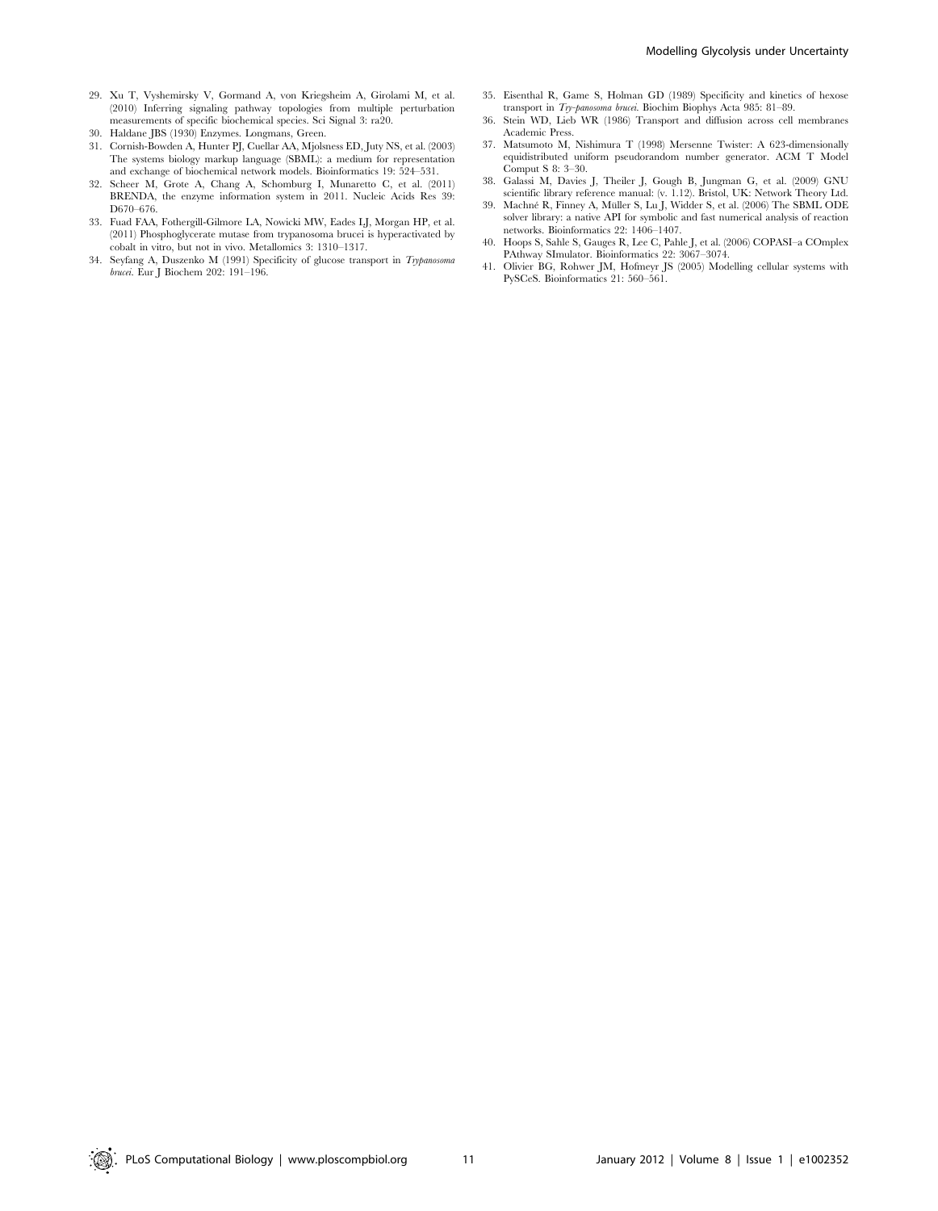29. Xu T, Vyshemirsky V, Gormand A, von Kriegsheim A, Girolami M, et al. (2010) Inferring signaling pathway topologies from multiple perturbation measurements of specific biochemical species. Sci Signal 3: ra20.
30. Haldane JBS (1930) Enzymes. Longmans, Green.
31. Cornish-Bowden A, Hunter PJ, Cuellar AA, Mjolsness ED, Juty NS, et al. (2003) The systems biology markup language (SBML): a medium for representation and exchange of biochemical network models. Bioinformatics 19: 524–531.
32. Scheer M, Grote A, Chang A, Schomburg I, Munaretto C, et al. (2011) BRENDA, the enzyme information system in 2011. Nucleic Acids Res 39: D670–676.
33. Fuad FAA, Fothergill-Gilmore LA, Nowicki MW, Eades LJ, Morgan HP, et al. (2011) Phosphoglycerate mutase from trypanosoma brucei is hyperactivated by cobalt in vitro, but not in vivo. Metallomics 3: 1310–1317.
34. Seyfang A, Duszenko M (1991) Specificity of glucose transport in *Trypanosoma brucei*. Eur J Biochem 202: 191–196.
35. Eisenthal R, Game S, Holman GD (1989) Specificity and kinetics of hexose transport in *Try-panosoma brucei*. Biochim Biophys Acta 985: 81–89.
36. Stein WD, Lieb WR (1986) Transport and diffusion across cell membranes Academic Press.
37. Matsumoto M, Nishimura T (1998) Mersenne Twister: A 623-dimensionally equidistributed uniform pseudorandom number generator. ACM T Model Comput S 8: 3–30.
38. Galassi M, Davies J, Theiler J, Gough B, Jungman G, et al. (2009) GNU scientific library reference manual: (v. 1.12). Bristol, UK: Network Theory Ltd.
39. Machné R, Finney A, Müller S, Lu J, Widder S, et al. (2006) The SBML ODE solver library: a native API for symbolic and fast numerical analysis of reaction networks. Bioinformatics 22: 1406–1407.
40. Hoops S, Sahle S, Gauges R, Lee C, Pahle J, et al. (2006) COPASI–a COmplex PAthway SImulator. Bioinformatics 22: 3067–3074.
41. Olivier BG, Rohwer JM, Hofmeyr JS (2005) Modelling cellular systems with PySCeS. Bioinformatics 21: 560–561.